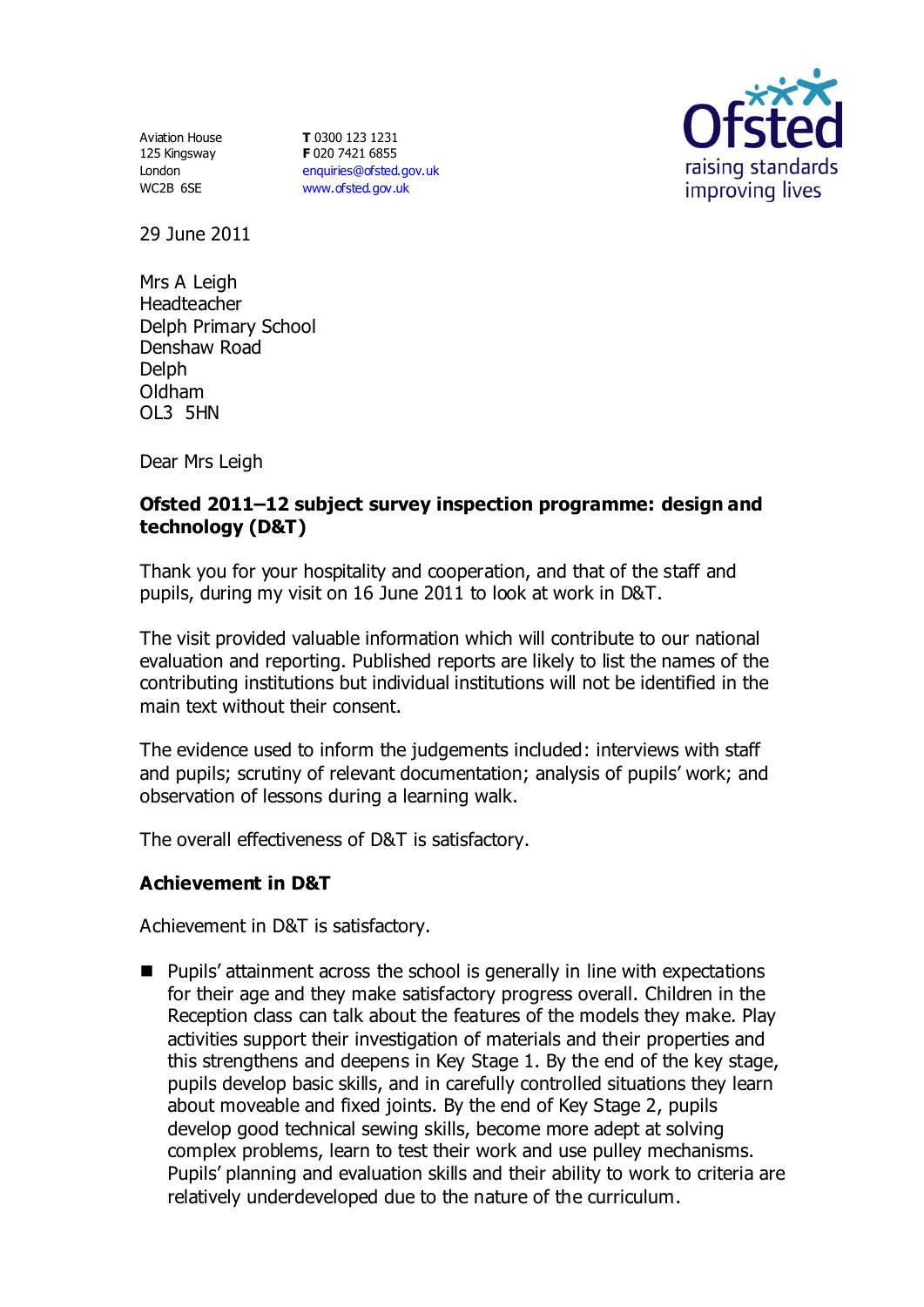Aviation House
125 Kingsway
London
WC2B 6SE

**T** 0300 123 1231
**F** 020 7421 6855
enquiries@ofsted.gov.uk
www.ofsted.gov.uk

Ofsted
raising standards
improving lives

29 June 2011

Mrs A Leigh
Headteacher
Delph Primary School
Denshaw Road
Delph
Oldham
OL3 5HN

Dear Mrs Leigh

**Ofsted 2011–12 subject survey inspection programme: design and technology (D&T)**

Thank you for your hospitality and cooperation, and that of the staff and pupils, during my visit on 16 June 2011 to look at work in D&T.

The visit provided valuable information which will contribute to our national evaluation and reporting. Published reports are likely to list the names of the contributing institutions but individual institutions will not be identified in the main text without their consent.

The evidence used to inform the judgements included: interviews with staff and pupils; scrutiny of relevant documentation; analysis of pupils' work; and observation of lessons during a learning walk.

The overall effectiveness of D&T is satisfactory.

### Achievement in D&T

Achievement in D&T is satisfactory.

- Pupils' attainment across the school is generally in line with expectations for their age and they make satisfactory progress overall. Children in the Reception class can talk about the features of the models they make. Play activities support their investigation of materials and their properties and this strengthens and deepens in Key Stage 1. By the end of the key stage, pupils develop basic skills, and in carefully controlled situations they learn about moveable and fixed joints. By the end of Key Stage 2, pupils develop good technical sewing skills, become more adept at solving complex problems, learn to test their work and use pulley mechanisms. Pupils' planning and evaluation skills and their ability to work to criteria are relatively underdeveloped due to the nature of the curriculum.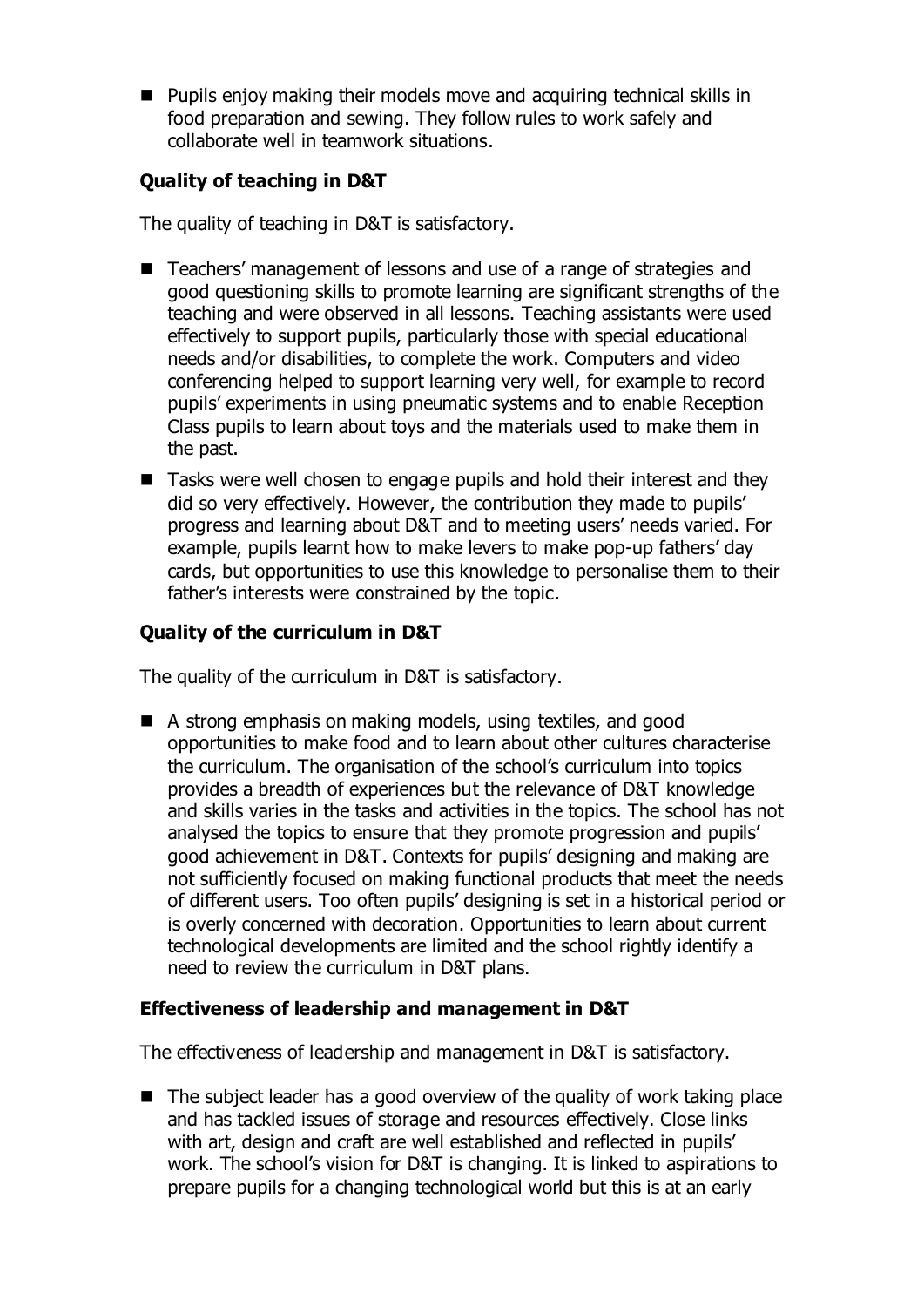- Pupils enjoy making their models move and acquiring technical skills in food preparation and sewing. They follow rules to work safely and collaborate well in teamwork situations.

### Quality of teaching in D&T

The quality of teaching in D&T is satisfactory.

- Teachers' management of lessons and use of a range of strategies and good questioning skills to promote learning are significant strengths of the teaching and were observed in all lessons. Teaching assistants were used effectively to support pupils, particularly those with special educational needs and/or disabilities, to complete the work. Computers and video conferencing helped to support learning very well, for example to record pupils' experiments in using pneumatic systems and to enable Reception Class pupils to learn about toys and the materials used to make them in the past.
- Tasks were well chosen to engage pupils and hold their interest and they did so very effectively. However, the contribution they made to pupils' progress and learning about D&T and to meeting users' needs varied. For example, pupils learnt how to make levers to make pop-up fathers' day cards, but opportunities to use this knowledge to personalise them to their father's interests were constrained by the topic.

### Quality of the curriculum in D&T

The quality of the curriculum in D&T is satisfactory.

- A strong emphasis on making models, using textiles, and good opportunities to make food and to learn about other cultures characterise the curriculum. The organisation of the school's curriculum into topics provides a breadth of experiences but the relevance of D&T knowledge and skills varies in the tasks and activities in the topics. The school has not analysed the topics to ensure that they promote progression and pupils' good achievement in D&T. Contexts for pupils' designing and making are not sufficiently focused on making functional products that meet the needs of different users. Too often pupils' designing is set in a historical period or is overly concerned with decoration. Opportunities to learn about current technological developments are limited and the school rightly identify a need to review the curriculum in D&T plans.

### Effectiveness of leadership and management in D&T

The effectiveness of leadership and management in D&T is satisfactory.

- The subject leader has a good overview of the quality of work taking place and has tackled issues of storage and resources effectively. Close links with art, design and craft are well established and reflected in pupils' work. The school's vision for D&T is changing. It is linked to aspirations to prepare pupils for a changing technological world but this is at an early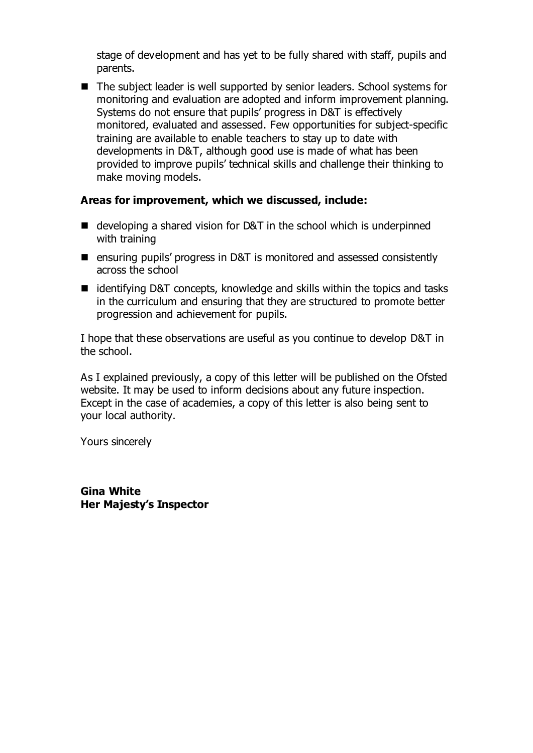stage of development and has yet to be fully shared with staff, pupils and parents.

- The subject leader is well supported by senior leaders. School systems for monitoring and evaluation are adopted and inform improvement planning. Systems do not ensure that pupils' progress in D&T is effectively monitored, evaluated and assessed. Few opportunities for subject-specific training are available to enable teachers to stay up to date with developments in D&T, although good use is made of what has been provided to improve pupils' technical skills and challenge their thinking to make moving models.

**Areas for improvement, which we discussed, include:**

- developing a shared vision for D&T in the school which is underpinned with training
- ensuring pupils' progress in D&T is monitored and assessed consistently across the school
- identifying D&T concepts, knowledge and skills within the topics and tasks in the curriculum and ensuring that they are structured to promote better progression and achievement for pupils.

I hope that these observations are useful as you continue to develop D&T in the school.

As I explained previously, a copy of this letter will be published on the Ofsted website. It may be used to inform decisions about any future inspection. Except in the case of academies, a copy of this letter is also being sent to your local authority.

Yours sincerely

**Gina White**
**Her Majesty's Inspector**